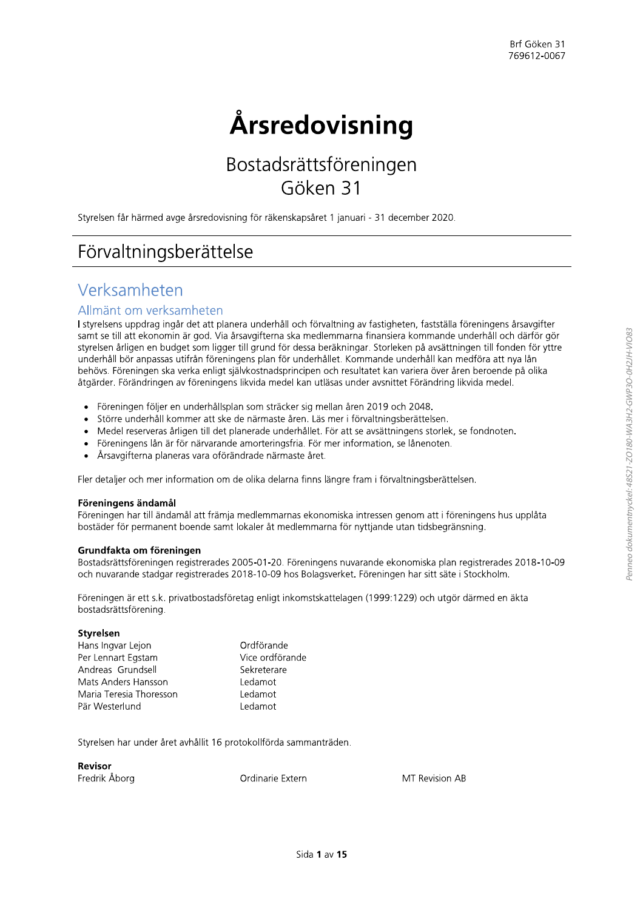Brf Göken 31
769612-0067

# Årsredovisning

## Bostadsrättsföreningen Göken 31

Styrelsen får härmed avge årsredovisning för räkenskapsåret 1 januari - 31 december 2020.

# Förvaltningsberättelse

## Verksamheten

### Allmänt om verksamheten

I styrelsens uppdrag ingår det att planera underhåll och förvaltning av fastigheten, fastställa föreningens årsavgifter samt se till att ekonomin är god. Via årsavgifterna ska medlemmarna finansiera kommande underhåll och därför gör styrelsen årligen en budget som ligger till grund för dessa beräkningar. Storleken på avsättningen till fonden för yttre underhåll bör anpassas utifrån föreningens plan för underhållet. Kommande underhåll kan medföra att nya lån behövs. Föreningen ska verka enligt självkostnadsprincipen och resultatet kan variera över åren beroende på olika åtgärder. Förändringen av föreningens likvida medel kan utläsas under avsnittet Förändring likvida medel.

- Föreningen följer en underhållsplan som sträcker sig mellan åren 2019 och 2048.
- Större underhåll kommer att ske de närmaste åren. Läs mer i förvaltningsberättelsen.
- Medel reserveras årligen till det planerade underhållet. För att se avsättningens storlek, se fondnoten.
- Föreningens lån är för närvarande amorteringsfria. För mer information, se lånenoten.
- Årsavgifterna planeras vara oförändrade närmaste året.

Fler detaljer och mer information om de olika delarna finns längre fram i förvaltningsberättelsen.

**Föreningens ändamål**
Föreningen har till ändamål att främja medlemmarnas ekonomiska intressen genom att i föreningens hus upplåta bostäder för permanent boende samt lokaler åt medlemmarna för nyttjande utan tidsbegränsning.

**Grundfakta om föreningen**
Bostadsrättsföreningen registrerades 2005-01-20. Föreningens nuvarande ekonomiska plan registrerades 2018-10-09 och nuvarande stadgar registrerades 2018-10-09 hos Bolagsverket. Föreningen har sitt säte i Stockholm.

Föreningen är ett s.k. privatbostadsföretag enligt inkomstskattelagen (1999:1229) och utgör därmed en äkta bostadsrättsförening.

**Styrelsen**

| | |
|---|---|
| Hans Ingvar Lejon | Ordförande |
| Per Lennart Egstam | Vice ordförande |
| Andreas Grundsell | Sekreterare |
| Mats Anders Hansson | Ledamot |
| Maria Teresia Thoresson | Ledamot |
| Pär Westerlund | Ledamot |

Styrelsen har under året avhållit 16 protokollförda sammanträden.

**Revisor**

| | | |
|---|---|---|
| Fredrik Åborg | Ordinarie Extern | MT Revision AB |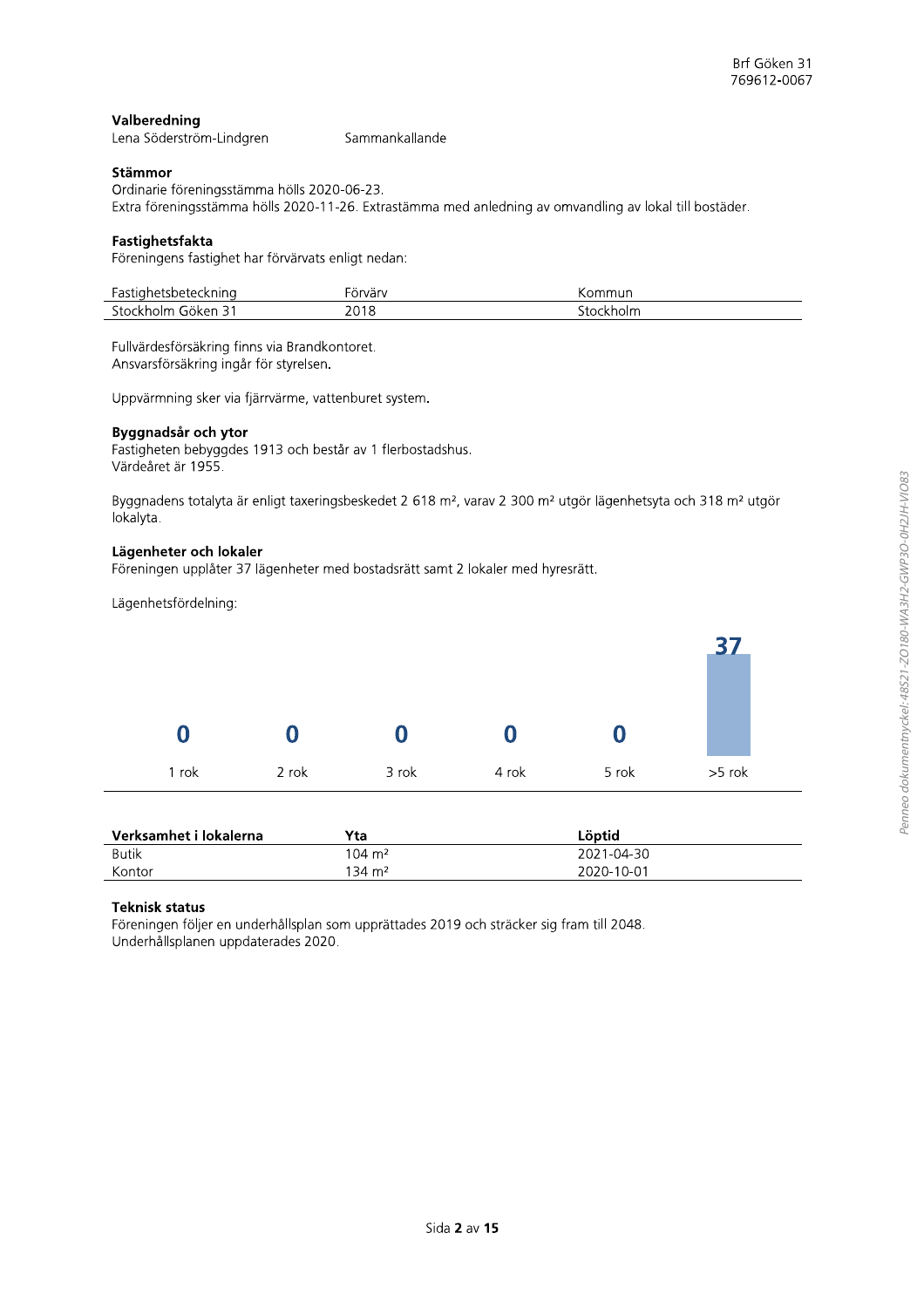### Valberedning

| | |
|---|---|
| Lena Söderström-Lindgren | Sammankallande |

### Stämmor

Ordinarie föreningsstämma hölls 2020-06-23.
Extra föreningsstämma hölls 2020-11-26. Extrastämma med anledning av omvandling av lokal till bostäder.

### Fastighetsfakta

Föreningens fastighet har förvärvats enligt nedan:

| Fastighetsbeteckning | Förvärv | Kommun |
|---|---|---|
| Stockholm Göken 31 | 2018 | Stockholm |

Fullvärdesförsäkring finns via Brandkontoret.
Ansvarsförsäkring ingår för styrelsen.

Uppvärmning sker via fjärrvärme, vattenburet system.

### Byggnadsår och ytor

Fastigheten bebyggdes 1913 och består av 1 flerbostadshus.
Värdeåret är 1955.

Byggnadens totalyta är enligt taxeringsbeskedet 2 618 m², varav 2 300 m² utgör lägenhetsyta och 318 m² utgör lokalyta.

### Lägenheter och lokaler

Föreningen upplåter 37 lägenheter med bostadsrätt samt 2 lokaler med hyresrätt.

Lägenhetsfördelning:

| 1 rok | 2 rok | 3 rok | 4 rok | 5 rok | >5 rok |
|---|---|---|---|---|---|
| 0 | 0 | 0 | 0 | 0 | 37 |

| Verksamhet i lokalerna | Yta | Löptid |
|---|---|---|
| Butik | 104 m² | 2021-04-30 |
| Kontor | 134 m² | 2020-10-01 |

### Teknisk status

Föreningen följer en underhållsplan som upprättades 2019 och sträcker sig fram till 2048.
Underhållsplanen uppdaterades 2020.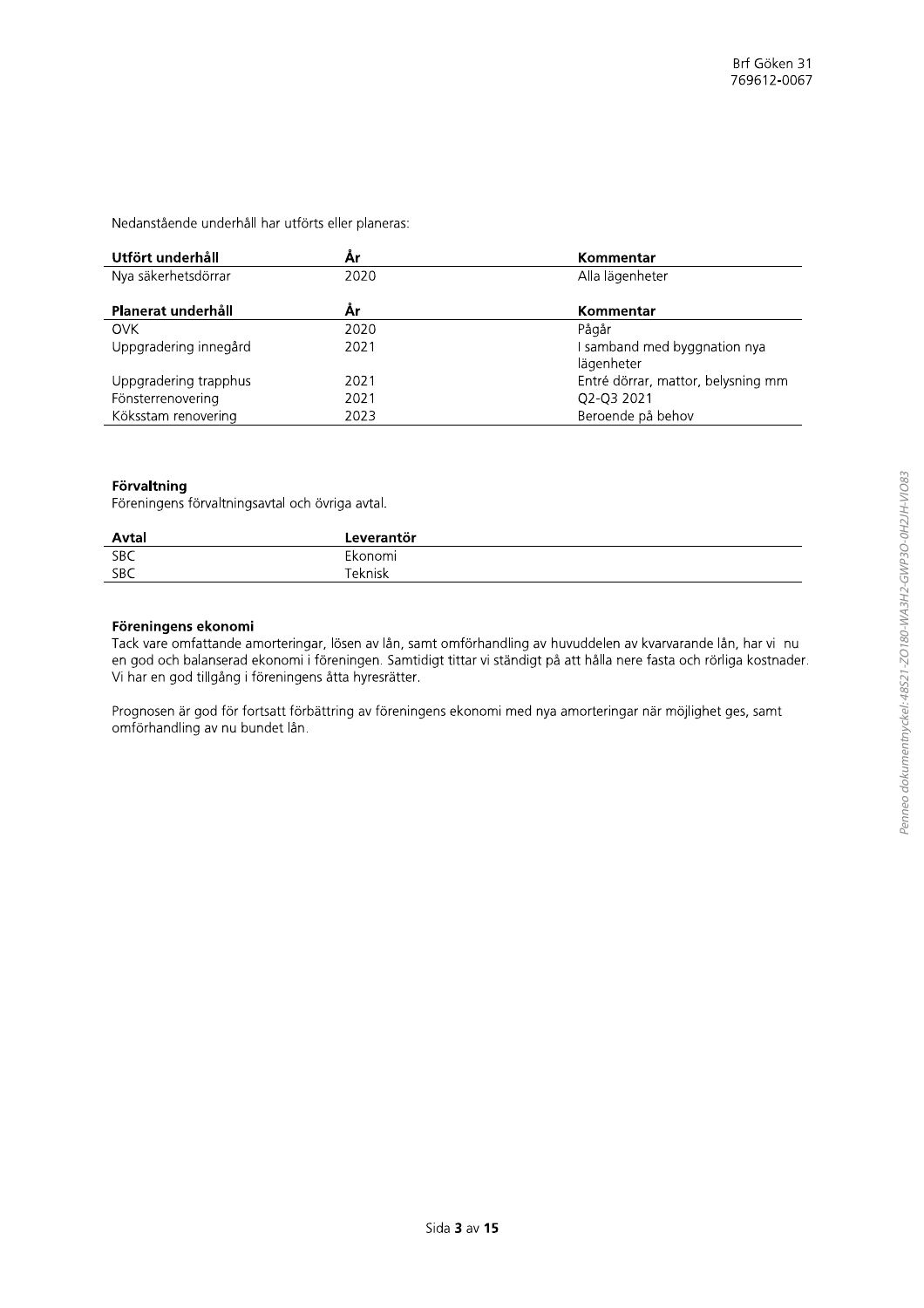Nedanstående underhåll har utförts eller planeras:

| Utfört underhåll | År | Kommentar |
|---|---|---|
| Nya säkerhetsdörrar | 2020 | Alla lägenheter |

| Planerat underhåll | År | Kommentar |
|---|---|---|
| OVK | 2020 | Pågår |
| Uppgradering innegård | 2021 | I samband med byggnation nya lägenheter |
| Uppgradering trapphus | 2021 | Entré dörrar, mattor, belysning mm |
| Fönsterrenovering | 2021 | Q2-Q3 2021 |
| Köksstam renovering | 2023 | Beroende på behov |

### Förvaltning

Föreningens förvaltningsavtal och övriga avtal.

| Avtal | Leverantör |
|---|---|
| SBC | Ekonomi |
| SBC | Teknisk |

### Föreningens ekonomi

Tack vare omfattande amorteringar, lösen av lån, samt omförhandling av huvuddelen av kvarvarande lån, har vi nu en god och balanserad ekonomi i föreningen. Samtidigt tittar vi ständigt på att hålla nere fasta och rörliga kostnader. Vi har en god tillgång i föreningens åtta hyresrätter.

Prognosen är god för fortsatt förbättring av föreningens ekonomi med nya amorteringar när möjlighet ges, samt omförhandling av nu bundet lån.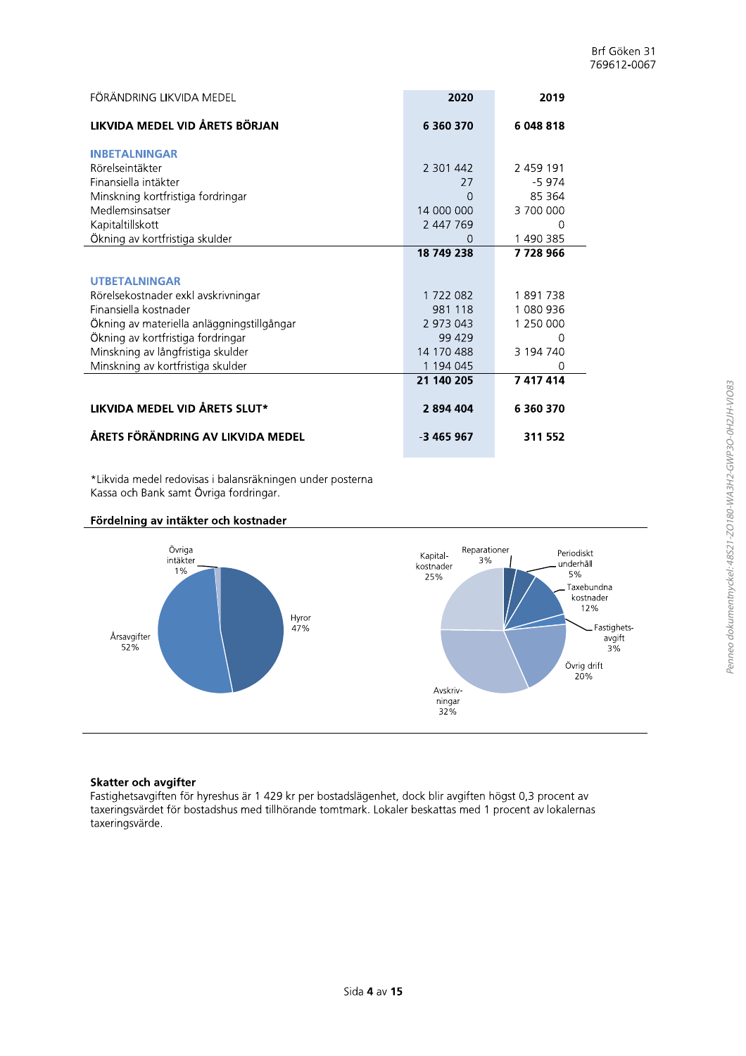| FÖRÄNDRING LIKVIDA MEDEL | 2020 | 2019 |
|---|---|---|
| **LIKVIDA MEDEL VID ÅRETS BÖRJAN** | **6 360 370** | **6 048 818** |
| **INBETALNINGAR** | | |
| Rörelseintäkter | 2 301 442 | 2 459 191 |
| Finansiella intäkter | 27 | -5 974 |
| Minskning kortfristiga fordringar | 0 | 85 364 |
| Medlemsinsatser | 14 000 000 | 3 700 000 |
| Kapitaltillskott | 2 447 769 | 0 |
| Ökning av kortfristiga skulder | 0 | 1 490 385 |
| | **18 749 238** | **7 728 966** |
| **UTBETALNINGAR** | | |
| Rörelsekostnader exkl avskrivningar | 1 722 082 | 1 891 738 |
| Finansiella kostnader | 981 118 | 1 080 936 |
| Ökning av materiella anläggningstillgångar | 2 973 043 | 1 250 000 |
| Ökning av kortfristiga fordringar | 99 429 | 0 |
| Minskning av långfristiga skulder | 14 170 488 | 3 194 740 |
| Minskning av kortfristiga skulder | 1 194 045 | 0 |
| | **21 140 205** | **7 417 414** |
| **LIKVIDA MEDEL VID ÅRETS SLUT*** | **2 894 404** | **6 360 370** |
| **ÅRETS FÖRÄNDRING AV LIKVIDA MEDEL** | **-3 465 967** | **311 552** |

*Likvida medel redovisas i balansräkningen under posterna Kassa och Bank samt Övriga fordringar.

**Fördelning av intäkter och kostnader**

Övriga intäkter 1%, Hyror 47%, Årsavgifter 52%

Reparationer 3%, Periodiskt underhåll 5%, Taxebundna kostnader 12%, Fastighetsavgift 3%, Övrig drift 20%, Avskrivningar 32%, Kapitalkostnader 25%

**Skatter och avgifter**

Fastighetsavgiften för hyreshus är 1 429 kr per bostadslägenhet, dock blir avgiften högst 0,3 procent av taxeringsvärdet för bostadshus med tillhörande tomtmark. Lokaler beskattas med 1 procent av lokalernas taxeringsvärde.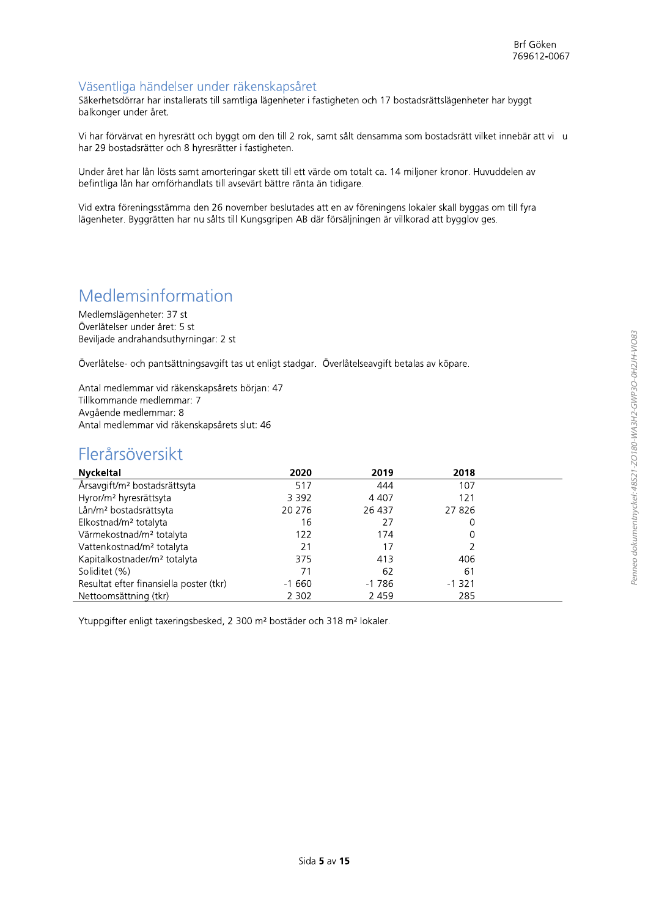## Väsentliga händelser under räkenskapsåret

Säkerhetsdörrar har installerats till samtliga lägenheter i fastigheten och 17 bostadsrättslägenheter har byggt balkonger under året.

Vi har förvärvat en hyresrätt och byggt om den till 2 rok, samt sålt densamma som bostadsrätt vilket innebär att vi u har 29 bostadsrätter och 8 hyresrätter i fastigheten.

Under året har lån lösts samt amorteringar skett till ett värde om totalt ca. 14 miljoner kronor. Huvuddelen av befintliga lån har omförhandlats till avsevärt bättre ränta än tidigare.

Vid extra föreningsstämma den 26 november beslutades att en av föreningens lokaler skall byggas om till fyra lägenheter. Byggrätten har nu sålts till Kungsgripen AB där försäljningen är villkorad att bygglov ges.

# Medlemsinformation

Medlemslägenheter: 37 st
Överlåtelser under året: 5 st
Beviljade andrahandsuthyrningar: 2 st

Överlåtelse- och pantsättningsavgift tas ut enligt stadgar. Överlåtelseavgift betalas av köpare.

Antal medlemmar vid räkenskapsårets början: 47
Tillkommande medlemmar: 7
Avgående medlemmar: 8
Antal medlemmar vid räkenskapsårets slut: 46

# Flerårsöversikt

| Nyckeltal | 2020 | 2019 | 2018 |
|---|---|---|---|
| Årsavgift/m² bostadsrättsyta | 517 | 444 | 107 |
| Hyror/m² hyresrättsyta | 3 392 | 4 407 | 121 |
| Lån/m² bostadsrättsyta | 20 276 | 26 437 | 27 826 |
| Elkostnad/m² totalyta | 16 | 27 | 0 |
| Värmekostnad/m² totalyta | 122 | 174 | 0 |
| Vattenkostnad/m² totalyta | 21 | 17 | 2 |
| Kapitalkostnader/m² totalyta | 375 | 413 | 406 |
| Soliditet (%) | 71 | 62 | 61 |
| Resultat efter finansiella poster (tkr) | -1 660 | -1 786 | -1 321 |
| Nettoomsättning (tkr) | 2 302 | 2 459 | 285 |

Ytuppgifter enligt taxeringsbesked, 2 300 m² bostäder och 318 m² lokaler.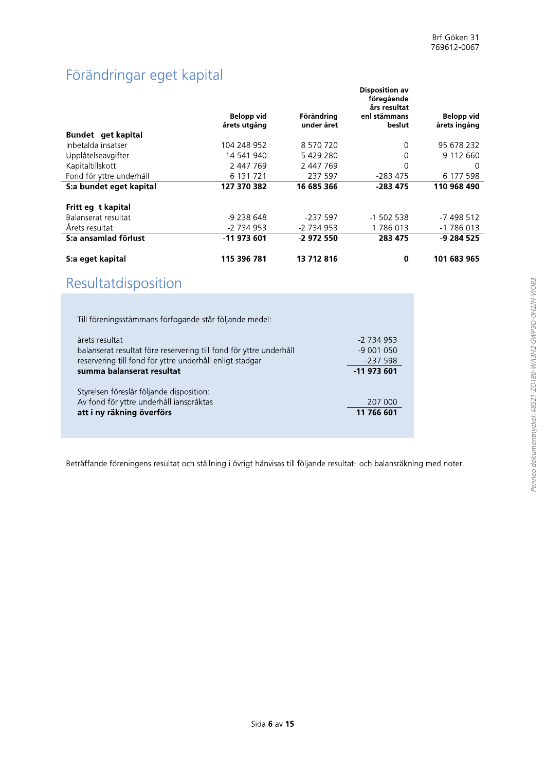## Förändringar eget kapital

| | Belopp vid årets utgång | Förändring under året | Disposition av föregående års resultat enl stämmans beslut | Belopp vid årets ingång |
|---|---|---|---|---|
| **Bundet eget kapital** | | | | |
| Inbetalda insatser | 104 248 952 | 8 570 720 | 0 | 95 678 232 |
| Upplåtelseavgifter | 14 541 940 | 5 429 280 | 0 | 9 112 660 |
| Kapitaltillskott | 2 447 769 | 2 447 769 | 0 | 0 |
| Fond för yttre underhåll | 6 131 721 | 237 597 | -283 475 | 6 177 598 |
| **S:a bundet eget kapital** | **127 370 382** | **16 685 366** | **-283 475** | **110 968 490** |
| | | | | |
| **Fritt eget kapital** | | | | |
| Balanserat resultat | -9 238 648 | -237 597 | -1 502 538 | -7 498 512 |
| Årets resultat | -2 734 953 | -2 734 953 | 1 786 013 | -1 786 013 |
| **S:a ansamlad förlust** | **-11 973 601** | **-2 972 550** | **283 475** | **-9 284 525** |
| | | | | |
| **S:a eget kapital** | **115 396 781** | **13 712 816** | **0** | **101 683 965** |

## Resultatdisposition

Till föreningsstämmans förfogande står följande medel:

| | |
|---|---|
| årets resultat | -2 734 953 |
| balanserat resultat före reservering till fond för yttre underhåll | -9 001 050 |
| reservering till fond för yttre underhåll enligt stadgar | -237 598 |
| **summa balanserat resultat** | **-11 973 601** |

Styrelsen föreslår följande disposition:

| | |
|---|---|
| Av fond för yttre underhåll ianspråktas | 207 000 |
| **att i ny räkning överförs** | **-11 766 601** |

Beträffande föreningens resultat och ställning i övrigt hänvisas till följande resultat- och balansräkning med noter.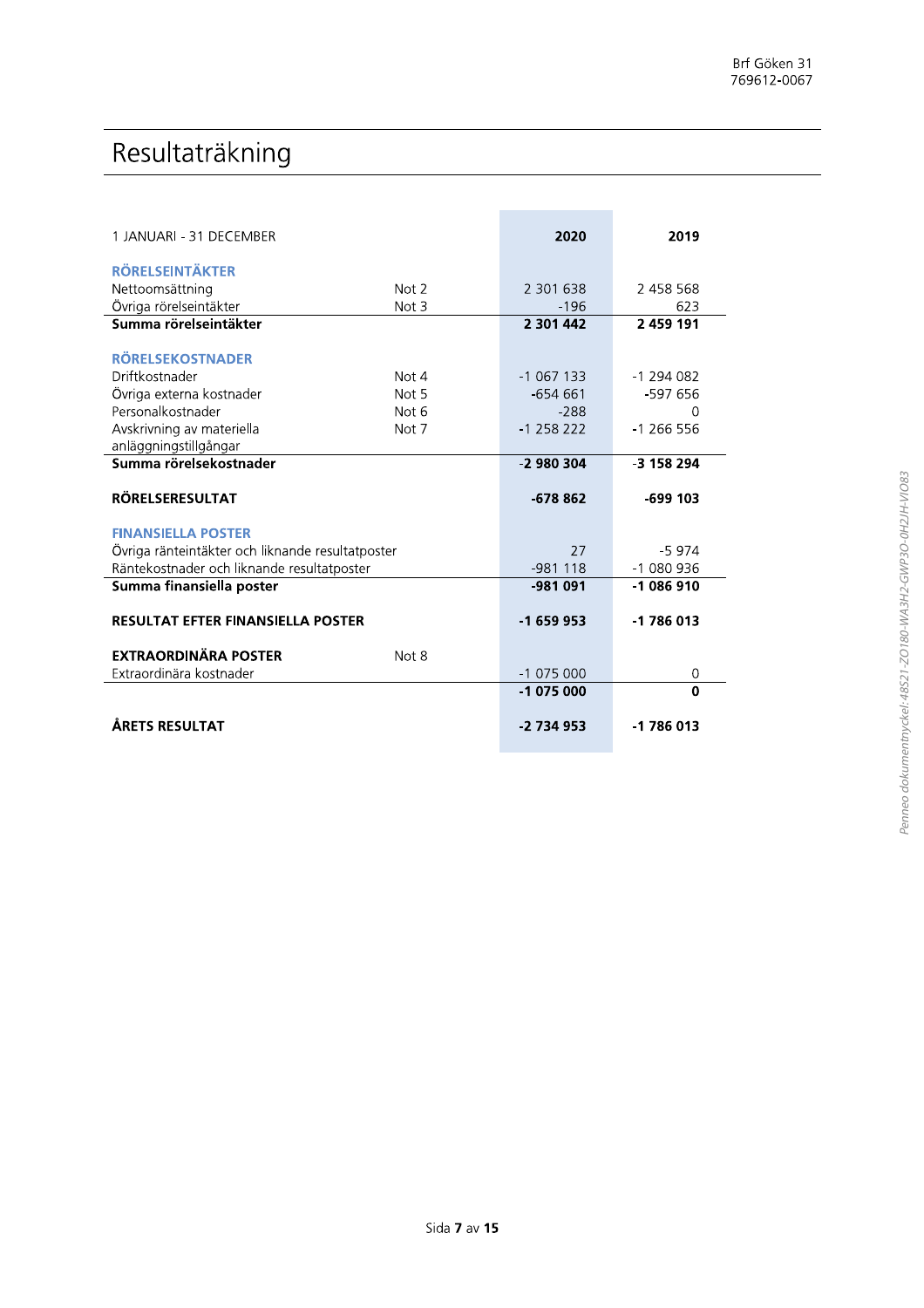# Resultaträkning

| 1 JANUARI - 31 DECEMBER | | 2020 | 2019 |
|---|---|---|---|
| **RÖRELSEINTÄKTER** | | | |
| Nettoomsättning | Not 2 | 2 301 638 | 2 458 568 |
| Övriga rörelseintäkter | Not 3 | -196 | 623 |
| **Summa rörelseintäkter** | | **2 301 442** | **2 459 191** |
| **RÖRELSEKOSTNADER** | | | |
| Driftkostnader | Not 4 | -1 067 133 | -1 294 082 |
| Övriga externa kostnader | Not 5 | -654 661 | -597 656 |
| Personalkostnader | Not 6 | -288 | 0 |
| Avskrivning av materiella anläggningstillgångar | Not 7 | -1 258 222 | -1 266 556 |
| **Summa rörelsekostnader** | | **-2 980 304** | **-3 158 294** |
| **RÖRELSERESULTAT** | | **-678 862** | **-699 103** |
| **FINANSIELLA POSTER** | | | |
| Övriga ränteintäkter och liknande resultatposter | | 27 | -5 974 |
| Räntekostnader och liknande resultatposter | | -981 118 | -1 080 936 |
| **Summa finansiella poster** | | **-981 091** | **-1 086 910** |
| **RESULTAT EFTER FINANSIELLA POSTER** | | **-1 659 953** | **-1 786 013** |
| **EXTRAORDINÄRA POSTER** | Not 8 | | |
| Extraordinära kostnader | | -1 075 000 | 0 |
| | | **-1 075 000** | **0** |
| **ÅRETS RESULTAT** | | **-2 734 953** | **-1 786 013** |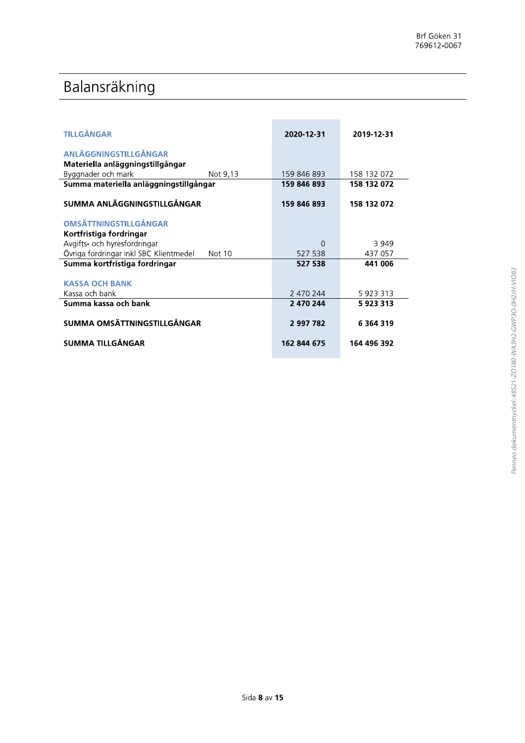# Balansräkning

| TILLGÅNGAR | | 2020-12-31 | 2019-12-31 |
|---|---|---|---|
| **ANLÄGGNINGSTILLGÅNGAR** | | | |
| **Materiella anläggningstillgångar** | | | |
| Byggnader och mark | Not 9,13 | 159 846 893 | 158 132 072 |
| **Summa materiella anläggningstillgångar** | | **159 846 893** | **158 132 072** |
| **SUMMA ANLÄGGNINGSTILLGÅNGAR** | | **159 846 893** | **158 132 072** |
| **OMSÄTTNINGSTILLGÅNGAR** | | | |
| **Kortfristiga fordringar** | | | |
| Avgifts- och hyresfordringar | | 0 | 3 949 |
| Övriga fordringar inkl SBC Klientmedel | Not 10 | 527 538 | 437 057 |
| **Summa kortfristiga fordringar** | | **527 538** | **441 006** |
| **KASSA OCH BANK** | | | |
| Kassa och bank | | 2 470 244 | 5 923 313 |
| **Summa kassa och bank** | | **2 470 244** | **5 923 313** |
| **SUMMA OMSÄTTNINGSTILLGÅNGAR** | | **2 997 782** | **6 364 319** |
| **SUMMA TILLGÅNGAR** | | **162 844 675** | **164 496 392** |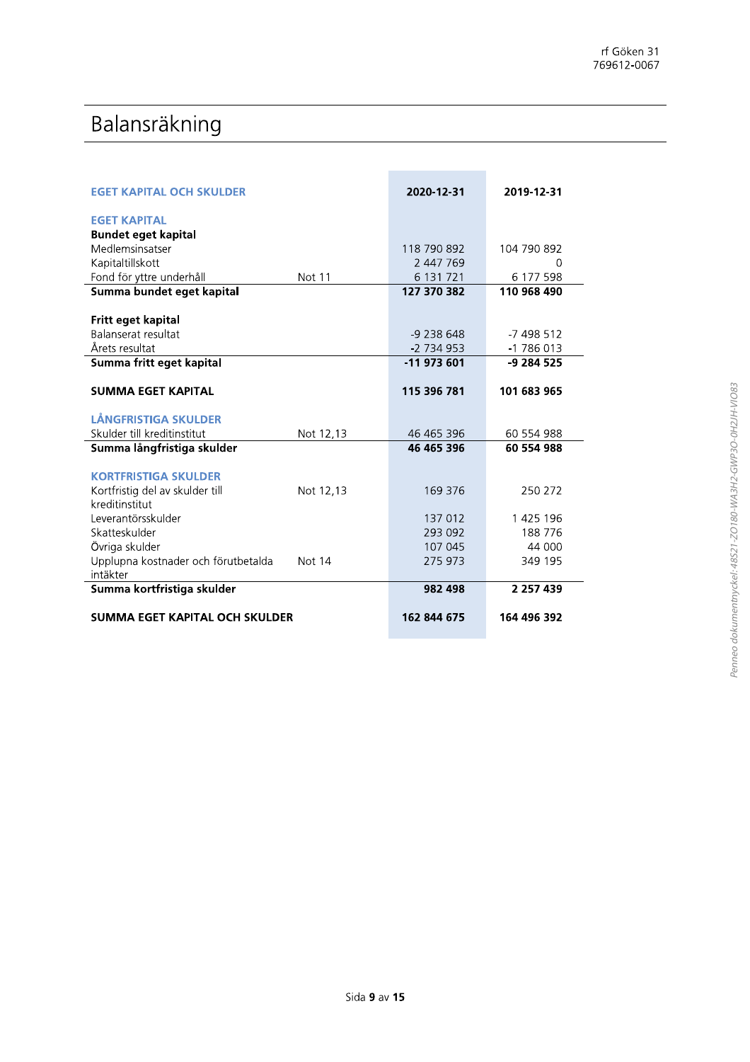# Balansräkning

| EGET KAPITAL OCH SKULDER | | 2020-12-31 | 2019-12-31 |
|---|---|---|---|
| **EGET KAPITAL** | | | |
| **Bundet eget kapital** | | | |
| Medlemsinsatser | | 118 790 892 | 104 790 892 |
| Kapitaltillskott | | 2 447 769 | 0 |
| Fond för yttre underhåll | Not 11 | 6 131 721 | 6 177 598 |
| **Summa bundet eget kapital** | | **127 370 382** | **110 968 490** |
| | | | |
| **Fritt eget kapital** | | | |
| Balanserat resultat | | -9 238 648 | -7 498 512 |
| Årets resultat | | -2 734 953 | -1 786 013 |
| **Summa fritt eget kapital** | | **-11 973 601** | **-9 284 525** |
| | | | |
| **SUMMA EGET KAPITAL** | | **115 396 781** | **101 683 965** |
| | | | |
| **LÅNGFRISTIGA SKULDER** | | | |
| Skulder till kreditinstitut | Not 12,13 | 46 465 396 | 60 554 988 |
| **Summa långfristiga skulder** | | **46 465 396** | **60 554 988** |
| | | | |
| **KORTFRISTIGA SKULDER** | | | |
| Kortfristig del av skulder till kreditinstitut | Not 12,13 | 169 376 | 250 272 |
| Leverantörsskulder | | 137 012 | 1 425 196 |
| Skatteskulder | | 293 092 | 188 776 |
| Övriga skulder | | 107 045 | 44 000 |
| Upplupna kostnader och förutbetalda intäkter | Not 14 | 275 973 | 349 195 |
| **Summa kortfristiga skulder** | | **982 498** | **2 257 439** |
| | | | |
| **SUMMA EGET KAPITAL OCH SKULDER** | | **162 844 675** | **164 496 392** |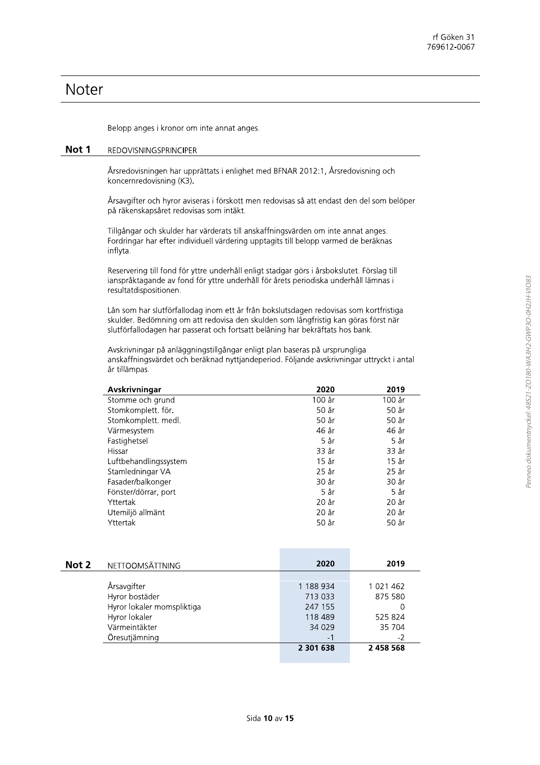# Noter

Belopp anges i kronor om inte annat anges.

## Not 1 REDOVISNINGSPRINCIPER

Årsredovisningen har upprättats i enlighet med BFNAR 2012:1, Årsredovisning och koncernredovisning (K3).

Årsavgifter och hyror aviseras i förskott men redovisas så att endast den del som belöper på räkenskapsåret redovisas som intäkt.

Tillgångar och skulder har värderats till anskaffningsvärden om inte annat anges. Fordringar har efter individuell värdering upptagits till belopp varmed de beräknas inflyta.

Reservering till fond för yttre underhåll enligt stadgar görs i årsbokslutet. Förslag till ianspråktagande av fond för yttre underhåll för årets periodiska underhåll lämnas i resultatdispositionen.

Lån som har slutförfallodag inom ett år från bokslutsdagen redovisas som kortfristiga skulder. Bedömning om att redovisa den skulden som långfristig kan göras först när slutförfallodagen har passerat och fortsatt belåning har bekräftats hos bank.

Avskrivningar på anläggningstillgångar enligt plan baseras på ursprungliga anskaffningsvärdet och beräknad nyttjandeperiod. Följande avskrivningar uttryckt i antal år tillämpas.

| **Avskrivningar** | **2020** | **2019** |
|---|---|---|
| Stomme och grund | 100 år | 100 år |
| Stomkomplett. för. | 50 år | 50 år |
| Stomkomplett. medl. | 50 år | 50 år |
| Värmesystem | 46 år | 46 år |
| Fastighetsel | 5 år | 5 år |
| Hissar | 33 år | 33 år |
| Luftbehandlingssystem | 15 år | 15 år |
| Stamledningar VA | 25 år | 25 år |
| Fasader/balkonger | 30 år | 30 år |
| Fönster/dörrar, port | 5 år | 5 år |
| Yttertak | 20 år | 20 år |
| Utemiljö allmänt | 20 år | 20 år |
| Yttertak | 50 år | 50 år |

## Not 2 NETTOOMSÄTTNING

| | **2020** | **2019** |
|---|---|---|
| Årsavgifter | 1 188 934 | 1 021 462 |
| Hyror bostäder | 713 033 | 875 580 |
| Hyror lokaler momspliktiga | 247 155 | 0 |
| Hyror lokaler | 118 489 | 525 824 |
| Värmeintäkter | 34 029 | 35 704 |
| Öresutjämning | -1 | -2 |
| | **2 301 638** | **2 458 568** |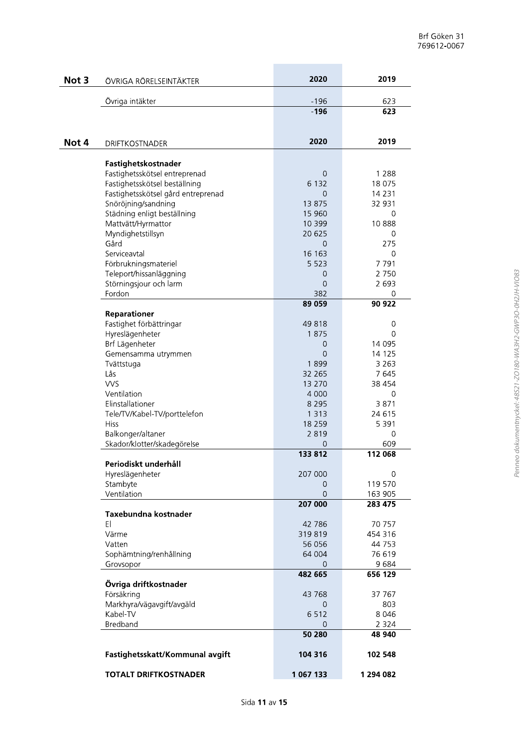## Not 3 ÖVRIGA RÖRELSEINTÄKTER

| | 2020 | 2019 |
|---|---|---|
| Övriga intäkter | -196 | 623 |
| | **-196** | **623** |

## Not 4 DRIFTKOSTNADER

| | 2020 | 2019 |
|---|---|---|
| **Fastighetskostnader** | | |
| Fastighetsskötsel entreprenad | 0 | 1 288 |
| Fastighetsskötsel beställning | 6 132 | 18 075 |
| Fastighetsskötsel gård entreprenad | 0 | 14 231 |
| Snöröjning/sandning | 13 875 | 32 931 |
| Städning enligt beställning | 15 960 | 0 |
| Mattvätt/Hyrmattor | 10 399 | 10 888 |
| Myndighetstillsyn | 20 625 | 0 |
| Gård | 0 | 275 |
| Serviceavtal | 16 163 | 0 |
| Förbrukningsmateriel | 5 523 | 7 791 |
| Teleport/hissanläggning | 0 | 2 750 |
| Störningsjour och larm | 0 | 2 693 |
| Fordon | 382 | 0 |
| | **89 059** | **90 922** |
| **Reparationer** | | |
| Fastighet förbättringar | 49 818 | 0 |
| Hyreslägenheter | 1 875 | 0 |
| Brf Lägenheter | 0 | 14 095 |
| Gemensamma utrymmen | 0 | 14 125 |
| Tvättstuga | 1 899 | 3 263 |
| Lås | 32 265 | 7 645 |
| VVS | 13 270 | 38 454 |
| Ventilation | 4 000 | 0 |
| Elinstallationer | 8 295 | 3 871 |
| Tele/TV/Kabel-TV/porttelefon | 1 313 | 24 615 |
| Hiss | 18 259 | 5 391 |
| Balkonger/altaner | 2 819 | 0 |
| Skador/klotter/skadegörelse | 0 | 609 |
| | **133 812** | **112 068** |
| **Periodiskt underhåll** | | |
| Hyreslägenheter | 207 000 | 0 |
| Stambyte | 0 | 119 570 |
| Ventilation | 0 | 163 905 |
| | **207 000** | **283 475** |
| **Taxebundna kostnader** | | |
| El | 42 786 | 70 757 |
| Värme | 319 819 | 454 316 |
| Vatten | 56 056 | 44 753 |
| Sophämtning/renhållning | 64 004 | 76 619 |
| Grovsopor | 0 | 9 684 |
| | **482 665** | **656 129** |
| **Övriga driftkostnader** | | |
| Försäkring | 43 768 | 37 767 |
| Markhyra/vägavgift/avgäld | 0 | 803 |
| Kabel-TV | 6 512 | 8 046 |
| Bredband | 0 | 2 324 |
| | **50 280** | **48 940** |
| **Fastighetsskatt/Kommunal avgift** | **104 316** | **102 548** |
| **TOTALT DRIFTKOSTNADER** | **1 067 133** | **1 294 082** |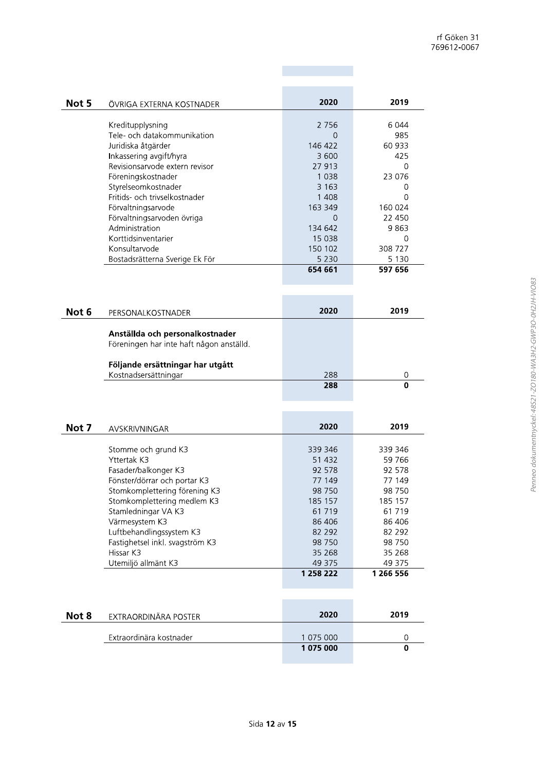## Not 5 ÖVRIGA EXTERNA KOSTNADER

| | 2020 | 2019 |
|---|---|---|
| Kreditupplysning | 2 756 | 6 044 |
| Tele- och datakommunikation | 0 | 985 |
| Juridiska åtgärder | 146 422 | 60 933 |
| Inkassering avgift/hyra | 3 600 | 425 |
| Revisionsarvode extern revisor | 27 913 | 0 |
| Föreningskostnader | 1 038 | 23 076 |
| Styrelseomkostnader | 3 163 | 0 |
| Fritids- och trivselkostnader | 1 408 | 0 |
| Förvaltningsarvode | 163 349 | 160 024 |
| Förvaltningsarvoden övriga | 0 | 22 450 |
| Administration | 134 642 | 9 863 |
| Korttidsinventarier | 15 038 | 0 |
| Konsultarvode | 150 102 | 308 727 |
| Bostadsrätterna Sverige Ek För | 5 230 | 5 130 |
| | **654 661** | **597 656** |

## Not 6 PERSONALKOSTNADER

| | 2020 | 2019 |
|---|---|---|
| **Anställda och personalkostnader** | | |
| Föreningen har inte haft någon anställd. | | |
| **Följande ersättningar har utgått** | | |
| Kostnadsersättningar | 288 | 0 |
| | **288** | **0** |

## Not 7 AVSKRIVNINGAR

| | 2020 | 2019 |
|---|---|---|
| Stomme och grund K3 | 339 346 | 339 346 |
| Yttertak K3 | 51 432 | 59 766 |
| Fasader/balkonger K3 | 92 578 | 92 578 |
| Fönster/dörrar och portar K3 | 77 149 | 77 149 |
| Stomkomplettering förening K3 | 98 750 | 98 750 |
| Stomkomplettering medlem K3 | 185 157 | 185 157 |
| Stamledningar VA K3 | 61 719 | 61 719 |
| Värmesystem K3 | 86 406 | 86 406 |
| Luftbehandlingssystem K3 | 82 292 | 82 292 |
| Fastighetsel inkl. svagström K3 | 98 750 | 98 750 |
| Hissar K3 | 35 268 | 35 268 |
| Utemiljö allmänt K3 | 49 375 | 49 375 |
| | **1 258 222** | **1 266 556** |

## Not 8 EXTRAORDINÄRA POSTER

| | 2020 | 2019 |
|---|---|---|
| Extraordinära kostnader | 1 075 000 | 0 |
| | **1 075 000** | **0** |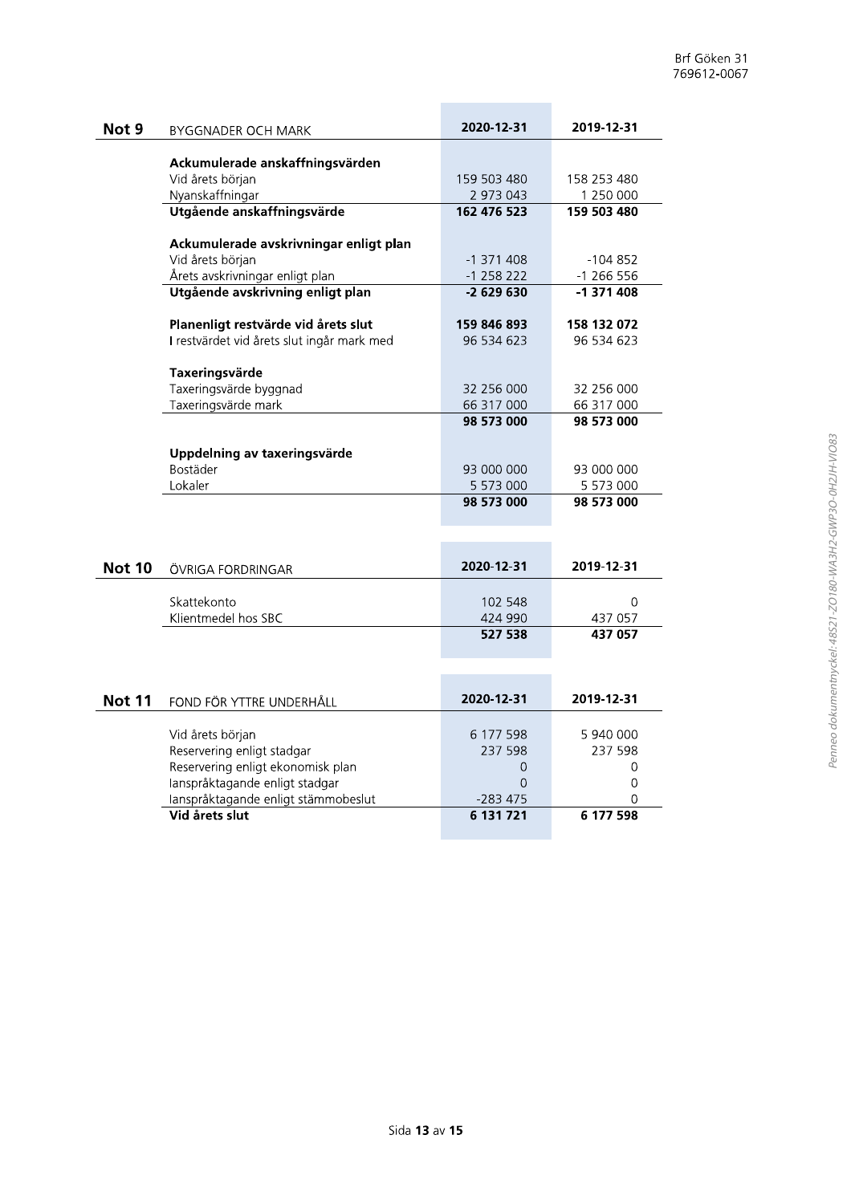## Not 9 BYGGNADER OCH MARK

| | 2020-12-31 | 2019-12-31 |
|---|---|---|
| **Ackumulerade anskaffningsvärden** | | |
| Vid årets början | 159 503 480 | 158 253 480 |
| Nyanskaffningar | 2 973 043 | 1 250 000 |
| **Utgående anskaffningsvärde** | **162 476 523** | **159 503 480** |
| | | |
| **Ackumulerade avskrivningar enligt plan** | | |
| Vid årets början | -1 371 408 | -104 852 |
| Årets avskrivningar enligt plan | -1 258 222 | -1 266 556 |
| **Utgående avskrivning enligt plan** | **-2 629 630** | **-1 371 408** |
| | | |
| **Planenligt restvärde vid årets slut** | **159 846 893** | **158 132 072** |
| I restvärdet vid årets slut ingår mark med | 96 534 623 | 96 534 623 |
| | | |
| **Taxeringsvärde** | | |
| Taxeringsvärde byggnad | 32 256 000 | 32 256 000 |
| Taxeringsvärde mark | 66 317 000 | 66 317 000 |
| | **98 573 000** | **98 573 000** |
| | | |
| **Uppdelning av taxeringsvärde** | | |
| Bostäder | 93 000 000 | 93 000 000 |
| Lokaler | 5 573 000 | 5 573 000 |
| | **98 573 000** | **98 573 000** |

## Not 10 ÖVRIGA FORDRINGAR

| | 2020-12-31 | 2019-12-31 |
|---|---|---|
| Skattekonto | 102 548 | 0 |
| Klientmedel hos SBC | 424 990 | 437 057 |
| | **527 538** | **437 057** |

## Not 11 FOND FÖR YTTRE UNDERHÅLL

| | 2020-12-31 | 2019-12-31 |
|---|---|---|
| Vid årets början | 6 177 598 | 5 940 000 |
| Reservering enligt stadgar | 237 598 | 237 598 |
| Reservering enligt ekonomisk plan | 0 | 0 |
| Ianspråktagande enligt stadgar | 0 | 0 |
| Ianspråktagande enligt stämmobeslut | -283 475 | 0 |
| **Vid årets slut** | **6 131 721** | **6 177 598** |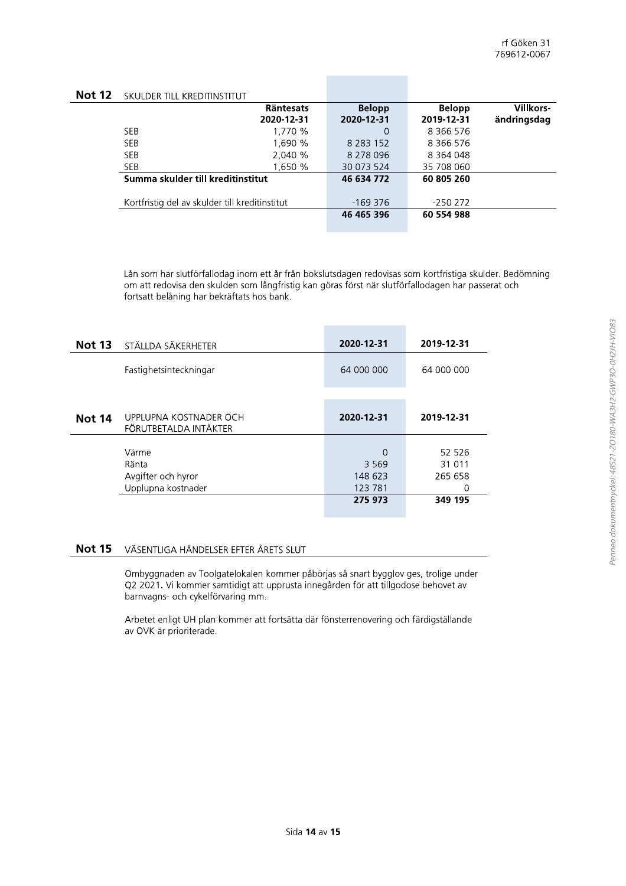## Not 12 SKULDER TILL KREDITINSTITUT

| | Räntesats 2020-12-31 | Belopp 2020-12-31 | Belopp 2019-12-31 | Villkors-ändringsdag |
|---|---|---|---|---|
| SEB | 1,770 % | 0 | 8 366 576 | |
| SEB | 1,690 % | 8 283 152 | 8 366 576 | |
| SEB | 2,040 % | 8 278 096 | 8 364 048 | |
| SEB | 1,650 % | 30 073 524 | 35 708 060 | |
| **Summa skulder till kreditinstitut** | | **46 634 772** | **60 805 260** | |
| Kortfristig del av skulder till kreditinstitut | | -169 376 | -250 272 | |
| | | **46 465 396** | **60 554 988** | |

Lån som har slutförfallodag inom ett år från bokslutsdagen redovisas som kortfristiga skulder. Bedömning om att redovisa den skulden som långfristig kan göras först när slutförfallodagen har passerat och fortsatt belåning har bekräftats hos bank.

## Not 13 STÄLLDA SÄKERHETER

| | 2020-12-31 | 2019-12-31 |
|---|---|---|
| Fastighetsinteckningar | 64 000 000 | 64 000 000 |

## Not 14 UPPLUPNA KOSTNADER OCH FÖRUTBETALDA INTÄKTER

| | 2020-12-31 | 2019-12-31 |
|---|---|---|
| Värme | 0 | 52 526 |
| Ränta | 3 569 | 31 011 |
| Avgifter och hyror | 148 623 | 265 658 |
| Upplupna kostnader | 123 781 | 0 |
| | **275 973** | **349 195** |

## Not 15 VÄSENTLIGA HÄNDELSER EFTER ÅRETS SLUT

Ombyggnaden av Toolgatelokalen kommer påbörjas så snart bygglov ges, trolige under Q2 2021. Vi kommer samtidigt att upprusta innegården för att tillgodose behovet av barnvagns- och cykelförvaring mm.

Arbetet enligt UH plan kommer att fortsätta där fönsterrenovering och färdigställande av OVK är prioriterade.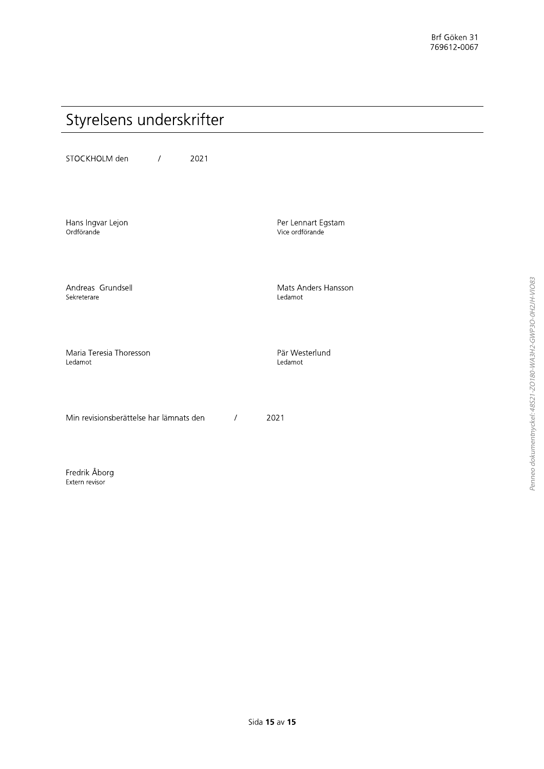# Styrelsens underskrifter

STOCKHOLM den / 2021

Hans Ingvar Lejon
Ordförande

Per Lennart Egstam
Vice ordförande

Andreas Grundsell
Sekreterare

Mats Anders Hansson
Ledamot

Maria Teresia Thoresson
Ledamot

Pär Westerlund
Ledamot

Min revisionsberättelse har lämnats den / 2021

Fredrik Åborg
Extern revisor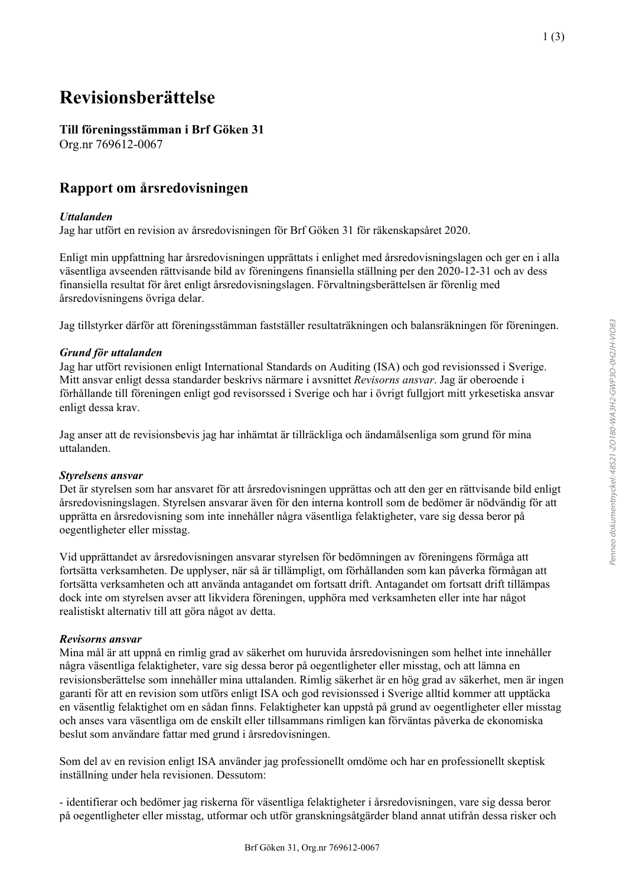# Revisionsberättelse

**Till föreningsstämman i Brf Göken 31**
Org.nr 769612-0067

## Rapport om årsredovisningen

***Uttalanden***
Jag har utfört en revision av årsredovisningen för Brf Göken 31 för räkenskapsåret 2020.

Enligt min uppfattning har årsredovisningen upprättats i enlighet med årsredovisningslagen och ger en i alla väsentliga avseenden rättvisande bild av föreningens finansiella ställning per den 2020-12-31 och av dess finansiella resultat för året enligt årsredovisningslagen. Förvaltningsberättelsen är förenlig med årsredovisningens övriga delar.

Jag tillstyrker därför att föreningsstämman fastställer resultaträkningen och balansräkningen för föreningen.

***Grund för uttalanden***
Jag har utfört revisionen enligt International Standards on Auditing (ISA) och god revisionssed i Sverige. Mitt ansvar enligt dessa standarder beskrivs närmare i avsnittet *Revisorns ansvar*. Jag är oberoende i förhållande till föreningen enligt god revisorssed i Sverige och har i övrigt fullgjort mitt yrkesetiska ansvar enligt dessa krav.

Jag anser att de revisionsbevis jag har inhämtat är tillräckliga och ändamålsenliga som grund för mina uttalanden.

***Styrelsens ansvar***
Det är styrelsen som har ansvaret för att årsredovisningen upprättas och att den ger en rättvisande bild enligt årsredovisningslagen. Styrelsen ansvarar även för den interna kontroll som de bedömer är nödvändig för att upprätta en årsredovisning som inte innehåller några väsentliga felaktigheter, vare sig dessa beror på oegentligheter eller misstag.

Vid upprättandet av årsredovisningen ansvarar styrelsen för bedömningen av föreningens förmåga att fortsätta verksamheten. De upplyser, när så är tillämpligt, om förhållanden som kan påverka förmågan att fortsätta verksamheten och att använda antagandet om fortsatt drift. Antagandet om fortsatt drift tillämpas dock inte om styrelsen avser att likvidera föreningen, upphöra med verksamheten eller inte har något realistiskt alternativ till att göra något av detta.

***Revisorns ansvar***
Mina mål är att uppnå en rimlig grad av säkerhet om huruvida årsredovisningen som helhet inte innehåller några väsentliga felaktigheter, vare sig dessa beror på oegentligheter eller misstag, och att lämna en revisionsberättelse som innehåller mina uttalanden. Rimlig säkerhet är en hög grad av säkerhet, men är ingen garanti för att en revision som utförs enligt ISA och god revisionssed i Sverige alltid kommer att upptäcka en väsentlig felaktighet om en sådan finns. Felaktigheter kan uppstå på grund av oegentligheter eller misstag och anses vara väsentliga om de enskilt eller tillsammans rimligen kan förväntas påverka de ekonomiska beslut som användare fattar med grund i årsredovisningen.

Som del av en revision enligt ISA använder jag professionellt omdöme och har en professionellt skeptisk inställning under hela revisionen. Dessutom:

- identifierar och bedömer jag riskerna för väsentliga felaktigheter i årsredovisningen, vare sig dessa beror på oegentligheter eller misstag, utformar och utför granskningsåtgärder bland annat utifrån dessa risker och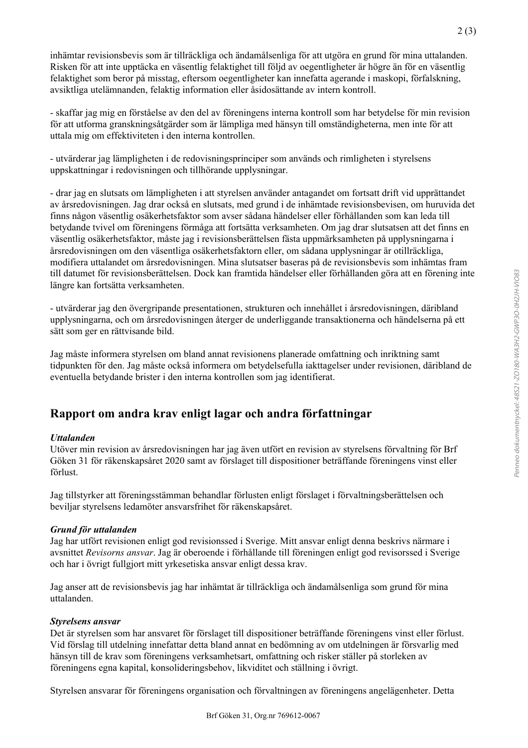inhämtar revisionsbevis som är tillräckliga och ändamålsenliga för att utgöra en grund för mina uttalanden. Risken för att inte upptäcka en väsentlig felaktighet till följd av oegentligheter är högre än för en väsentlig felaktighet som beror på misstag, eftersom oegentligheter kan innefatta agerande i maskopi, förfalskning, avsiktliga utelämnanden, felaktig information eller åsidosättande av intern kontroll.

- skaffar jag mig en förståelse av den del av föreningens interna kontroll som har betydelse för min revision för att utforma granskningsåtgärder som är lämpliga med hänsyn till omständigheterna, men inte för att uttala mig om effektiviteten i den interna kontrollen.

- utvärderar jag lämpligheten i de redovisningsprinciper som används och rimligheten i styrelsens uppskattningar i redovisningen och tillhörande upplysningar.

- drar jag en slutsats om lämpligheten i att styrelsen använder antagandet om fortsatt drift vid upprättandet av årsredovisningen. Jag drar också en slutsats, med grund i de inhämtade revisionsbevisen, om huruvida det finns någon väsentlig osäkerhetsfaktor som avser sådana händelser eller förhållanden som kan leda till betydande tvivel om föreningens förmåga att fortsätta verksamheten. Om jag drar slutsatsen att det finns en väsentlig osäkerhetsfaktor, måste jag i revisionsberättelsen fästa uppmärksamheten på upplysningarna i årsredovisningen om den väsentliga osäkerhetsfaktorn eller, om sådana upplysningar är otillräckliga, modifiera uttalandet om årsredovisningen. Mina slutsatser baseras på de revisionsbevis som inhämtas fram till datumet för revisionsberättelsen. Dock kan framtida händelser eller förhållanden göra att en förening inte längre kan fortsätta verksamheten.

- utvärderar jag den övergripande presentationen, strukturen och innehållet i årsredovisningen, däribland upplysningarna, och om årsredovisningen återger de underliggande transaktionerna och händelserna på ett sätt som ger en rättvisande bild.

Jag måste informera styrelsen om bland annat revisionens planerade omfattning och inriktning samt tidpunkten för den. Jag måste också informera om betydelsefulla iakttagelser under revisionen, däribland de eventuella betydande brister i den interna kontrollen som jag identifierat.

## Rapport om andra krav enligt lagar och andra författningar

***Uttalanden***

Utöver min revision av årsredovisningen har jag även utfört en revision av styrelsens förvaltning för Brf Göken 31 för räkenskapsåret 2020 samt av förslaget till dispositioner beträffande föreningens vinst eller förlust.

Jag tillstyrker att föreningsstämman behandlar förlusten enligt förslaget i förvaltningsberättelsen och beviljar styrelsens ledamöter ansvarsfrihet för räkenskapsåret.

***Grund för uttalanden***

Jag har utfört revisionen enligt god revisionssed i Sverige. Mitt ansvar enligt denna beskrivs närmare i avsnittet *Revisorns ansvar*. Jag är oberoende i förhållande till föreningen enligt god revisorssed i Sverige och har i övrigt fullgjort mitt yrkesetiska ansvar enligt dessa krav.

Jag anser att de revisionsbevis jag har inhämtat är tillräckliga och ändamålsenliga som grund för mina uttalanden.

***Styrelsens ansvar***

Det är styrelsen som har ansvaret för förslaget till dispositioner beträffande föreningens vinst eller förlust. Vid förslag till utdelning innefattar detta bland annat en bedömning av om utdelningen är försvarlig med hänsyn till de krav som föreningens verksamhetsart, omfattning och risker ställer på storleken av föreningens egna kapital, konsolideringsbehov, likviditet och ställning i övrigt.

Styrelsen ansvarar för föreningens organisation och förvaltningen av föreningens angelägenheter. Detta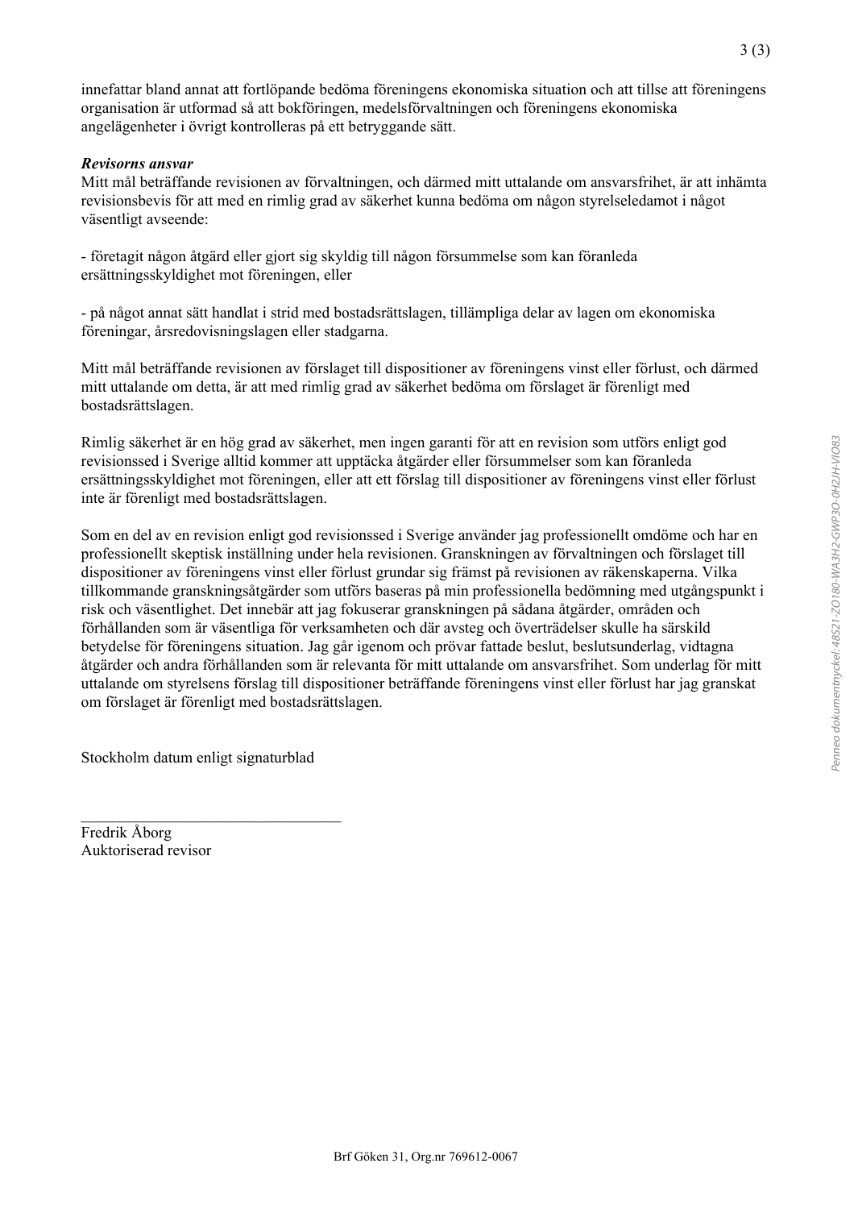innefattar bland annat att fortlöpande bedöma föreningens ekonomiska situation och att tillse att föreningens organisation är utformad så att bokföringen, medelsförvaltningen och föreningens ekonomiska angelägenheter i övrigt kontrolleras på ett betryggande sätt.

***Revisorns ansvar***

Mitt mål beträffande revisionen av förvaltningen, och därmed mitt uttalande om ansvarsfrihet, är att inhämta revisionsbevis för att med en rimlig grad av säkerhet kunna bedöma om någon styrelseledamot i något väsentligt avseende:

- företagit någon åtgärd eller gjort sig skyldig till någon försummelse som kan föranleda ersättningsskyldighet mot föreningen, eller

- på något annat sätt handlat i strid med bostadsrättslagen, tillämpliga delar av lagen om ekonomiska föreningar, årsredovisningslagen eller stadgarna.

Mitt mål beträffande revisionen av förslaget till dispositioner av föreningens vinst eller förlust, och därmed mitt uttalande om detta, är att med rimlig grad av säkerhet bedöma om förslaget är förenligt med bostadsrättslagen.

Rimlig säkerhet är en hög grad av säkerhet, men ingen garanti för att en revision som utförs enligt god revisionssed i Sverige alltid kommer att upptäcka åtgärder eller försummelser som kan föranleda ersättningsskyldighet mot föreningen, eller att ett förslag till dispositioner av föreningens vinst eller förlust inte är förenligt med bostadsrättslagen.

Som en del av en revision enligt god revisionssed i Sverige använder jag professionellt omdöme och har en professionellt skeptisk inställning under hela revisionen. Granskningen av förvaltningen och förslaget till dispositioner av föreningens vinst eller förlust grundar sig främst på revisionen av räkenskaperna. Vilka tillkommande granskningsåtgärder som utförs baseras på min professionella bedömning med utgångspunkt i risk och väsentlighet. Det innebär att jag fokuserar granskningen på sådana åtgärder, områden och förhållanden som är väsentliga för verksamheten och där avsteg och överträdelser skulle ha särskild betydelse för föreningens situation. Jag går igenom och prövar fattade beslut, beslutsunderlag, vidtagna åtgärder och andra förhållanden som är relevanta för mitt uttalande om ansvarsfrihet. Som underlag för mitt uttalande om styrelsens förslag till dispositioner beträffande föreningens vinst eller förlust har jag granskat om förslaget är förenligt med bostadsrättslagen.

Stockholm datum enligt signaturblad

\_\_\_\_\_\_\_\_\_\_\_\_\_\_\_\_\_\_\_\_\_\_\_\_\_\_\_\_\_\_\_\_\_\_

Fredrik Åborg
Auktoriserad revisor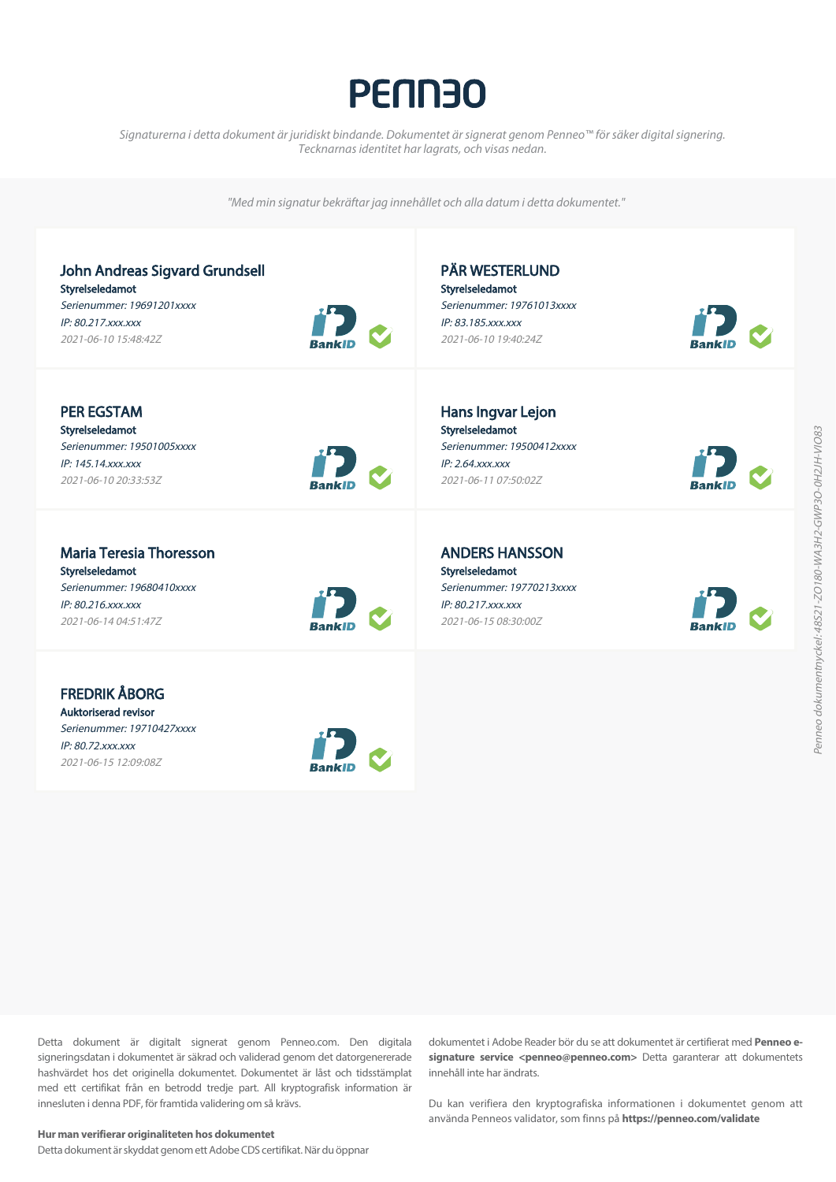# PENN30

*Signaturerna i detta dokument är juridiskt bindande. Dokumentet är signerat genom Penneo™ för säker digital signering. Tecknarnas identitet har lagrats, och visas nedan.*

*"Med min signatur bekräftar jag innehållet och alla datum i detta dokumentet."*

**John Andreas Sigvard Grundsell**
**Styrelseledamot**
*Serienummer: 19691201xxxx*
*IP: 80.217.xxx.xxx*
*2021-06-10 15:48:42Z*

**PÄR WESTERLUND**
**Styrelseledamot**
*Serienummer: 19761013xxxx*
*IP: 83.185.xxx.xxx*
*2021-06-10 19:40:24Z*

**PER EGSTAM**
**Styrelseledamot**
*Serienummer: 19501005xxxx*
*IP: 145.14.xxx.xxx*
*2021-06-10 20:33:53Z*

**Hans Ingvar Lejon**
**Styrelseledamot**
*Serienummer: 19500412xxxx*
*IP: 2.64.xxx.xxx*
*2021-06-11 07:50:02Z*

**Maria Teresia Thoresson**
**Styrelseledamot**
*Serienummer: 19680410xxxx*
*IP: 80.216.xxx.xxx*
*2021-06-14 04:51:47Z*

**ANDERS HANSSON**
**Styrelseledamot**
*Serienummer: 19770213xxxx*
*IP: 80.217.xxx.xxx*
*2021-06-15 08:30:00Z*

**FREDRIK ÅBORG**
**Auktoriserad revisor**
*Serienummer: 19710427xxxx*
*IP: 80.72.xxx.xxx*
*2021-06-15 12:09:08Z*

*Penneo dokumentnyckel: 48521-ZO180-WA3H2-GWP30-0H2JH-VIO83*

Detta dokument är digitalt signerat genom Penneo.com. Den digitala signeringsdatan i dokumentet är säkrad och validerad genom det datorgenererade hashvärdet hos det originella dokumentet. Dokumentet är låst och tidsstämplat med ett certifikat från en betrodd tredje part. All kryptografisk information är innesluten i denna PDF, för framtida validering om så krävs.

**Hur man verifierar originaliteten hos dokumentet**
Detta dokument är skyddat genom ett Adobe CDS certifikat. När du öppnar dokumentet i Adobe Reader bör du se att dokumentet är certifierat med **Penneo e-signature service <penneo@penneo.com>** Detta garanterar att dokumentets innehåll inte har ändrats.

Du kan verifiera den kryptografiska informationen i dokumentet genom att använda Penneos validator, som finns på **https://penneo.com/validate**